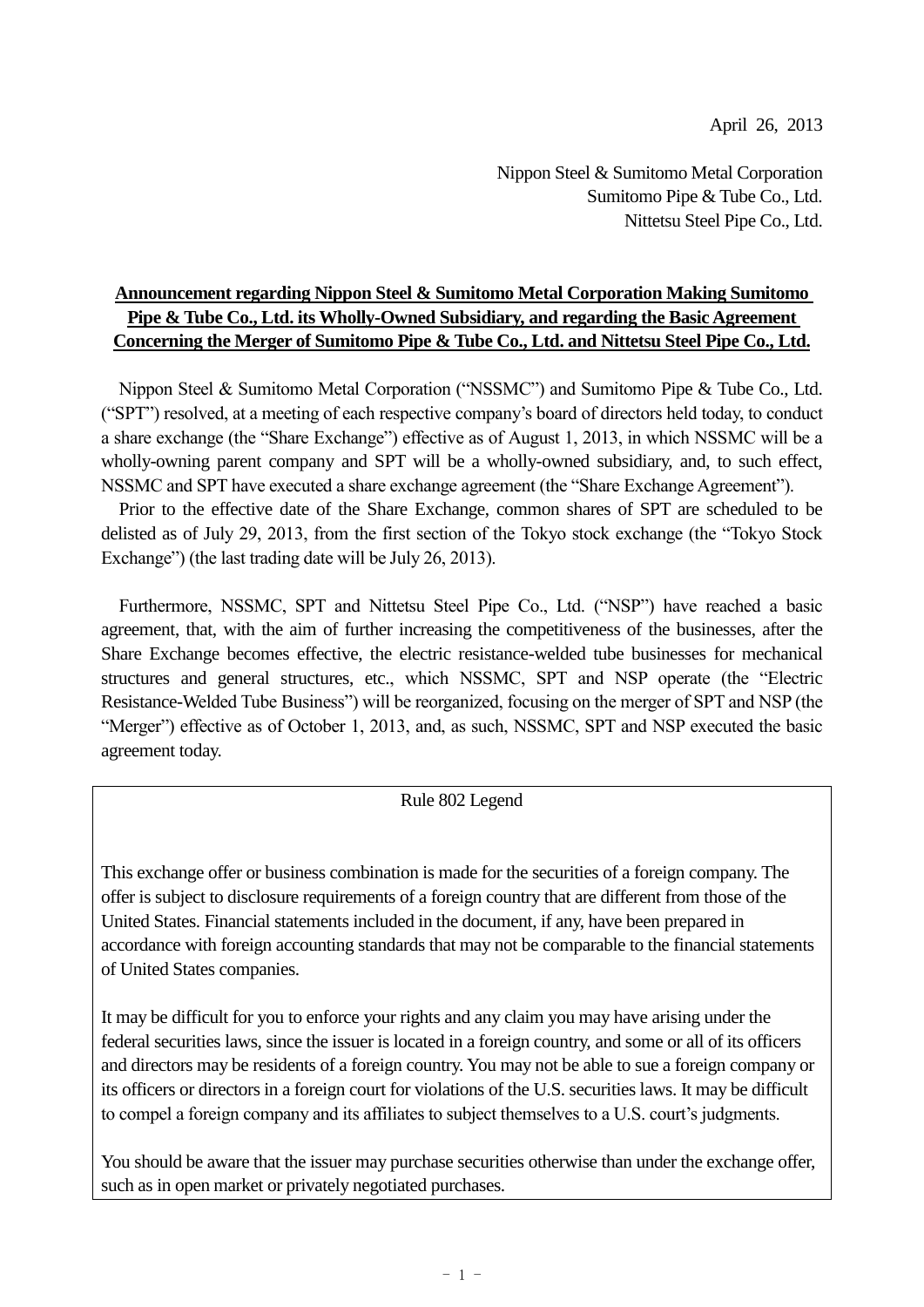April 26, 2013

Nippon Steel & Sumitomo Metal Corporation
Sumitomo Pipe & Tube Co., Ltd.
Nittetsu Steel Pipe Co., Ltd.

**Announcement regarding Nippon Steel & Sumitomo Metal Corporation Making Sumitomo Pipe & Tube Co., Ltd. its Wholly-Owned Subsidiary, and regarding the Basic Agreement Concerning the Merger of Sumitomo Pipe & Tube Co., Ltd. and Nittetsu Steel Pipe Co., Ltd.**

Nippon Steel & Sumitomo Metal Corporation ("NSSMC") and Sumitomo Pipe & Tube Co., Ltd. ("SPT") resolved, at a meeting of each respective company's board of directors held today, to conduct a share exchange (the "Share Exchange") effective as of August 1, 2013, in which NSSMC will be a wholly-owning parent company and SPT will be a wholly-owned subsidiary, and, to such effect, NSSMC and SPT have executed a share exchange agreement (the "Share Exchange Agreement").

Prior to the effective date of the Share Exchange, common shares of SPT are scheduled to be delisted as of July 29, 2013, from the first section of the Tokyo stock exchange (the "Tokyo Stock Exchange") (the last trading date will be July 26, 2013).

Furthermore, NSSMC, SPT and Nittetsu Steel Pipe Co., Ltd. ("NSP") have reached a basic agreement, that, with the aim of further increasing the competitiveness of the businesses, after the Share Exchange becomes effective, the electric resistance-welded tube businesses for mechanical structures and general structures, etc., which NSSMC, SPT and NSP operate (the "Electric Resistance-Welded Tube Business") will be reorganized, focusing on the merger of SPT and NSP (the "Merger") effective as of October 1, 2013, and, as such, NSSMC, SPT and NSP executed the basic agreement today.

Rule 802 Legend

This exchange offer or business combination is made for the securities of a foreign company. The offer is subject to disclosure requirements of a foreign country that are different from those of the United States. Financial statements included in the document, if any, have been prepared in accordance with foreign accounting standards that may not be comparable to the financial statements of United States companies.

It may be difficult for you to enforce your rights and any claim you may have arising under the federal securities laws, since the issuer is located in a foreign country, and some or all of its officers and directors may be residents of a foreign country. You may not be able to sue a foreign company or its officers or directors in a foreign court for violations of the U.S. securities laws. It may be difficult to compel a foreign company and its affiliates to subject themselves to a U.S. court's judgments.

You should be aware that the issuer may purchase securities otherwise than under the exchange offer, such as in open market or privately negotiated purchases.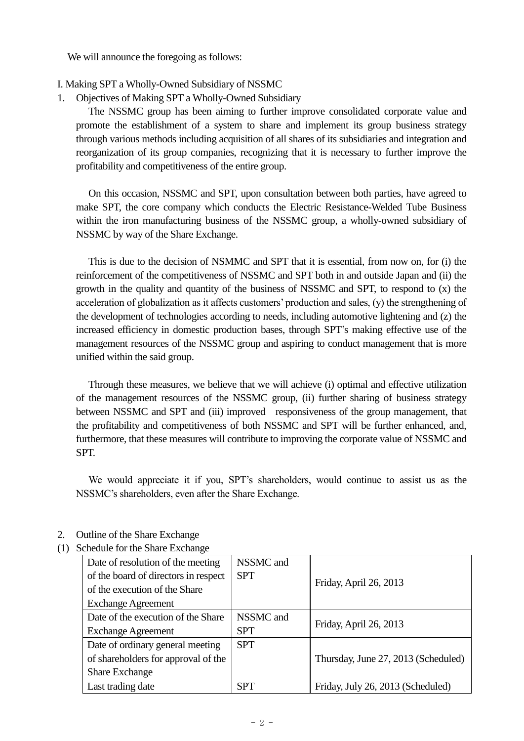We will announce the foregoing as follows:

I. Making SPT a Wholly-Owned Subsidiary of NSSMC

1. Objectives of Making SPT a Wholly-Owned Subsidiary

The NSSMC group has been aiming to further improve consolidated corporate value and promote the establishment of a system to share and implement its group business strategy through various methods including acquisition of all shares of its subsidiaries and integration and reorganization of its group companies, recognizing that it is necessary to further improve the profitability and competitiveness of the entire group.

On this occasion, NSSMC and SPT, upon consultation between both parties, have agreed to make SPT, the core company which conducts the Electric Resistance-Welded Tube Business within the iron manufacturing business of the NSSMC group, a wholly-owned subsidiary of NSSMC by way of the Share Exchange.

This is due to the decision of NSMMC and SPT that it is essential, from now on, for (i) the reinforcement of the competitiveness of NSSMC and SPT both in and outside Japan and (ii) the growth in the quality and quantity of the business of NSSMC and SPT, to respond to (x) the acceleration of globalization as it affects customers' production and sales, (y) the strengthening of the development of technologies according to needs, including automotive lightening and (z) the increased efficiency in domestic production bases, through SPT's making effective use of the management resources of the NSSMC group and aspiring to conduct management that is more unified within the said group.

Through these measures, we believe that we will achieve (i) optimal and effective utilization of the management resources of the NSSMC group, (ii) further sharing of business strategy between NSSMC and SPT and (iii) improved responsiveness of the group management, that the profitability and competitiveness of both NSSMC and SPT will be further enhanced, and, furthermore, that these measures will contribute to improving the corporate value of NSSMC and SPT.

We would appreciate it if you, SPT's shareholders, would continue to assist us as the NSSMC's shareholders, even after the Share Exchange.

2. Outline of the Share Exchange

(1) Schedule for the Share Exchange

| | | |
|---|---|---|
| Date of resolution of the meeting of the board of directors in respect of the execution of the Share Exchange Agreement | NSSMC and SPT | Friday, April 26, 2013 |
| Date of the execution of the Share Exchange Agreement | NSSMC and SPT | Friday, April 26, 2013 |
| Date of ordinary general meeting of shareholders for approval of the Share Exchange | SPT | Thursday, June 27, 2013 (Scheduled) |
| Last trading date | SPT | Friday, July 26, 2013 (Scheduled) |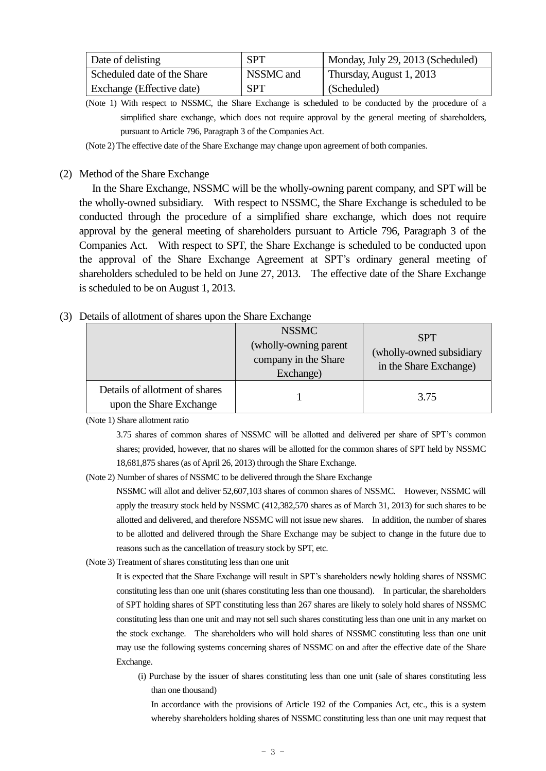| Date of delisting | SPT | Monday, July 29, 2013 (Scheduled) |
|---|---|---|
| Scheduled date of the Share Exchange (Effective date) | NSSMC and SPT | Thursday, August 1, 2013 (Scheduled) |

(Note 1) With respect to NSSMC, the Share Exchange is scheduled to be conducted by the procedure of a simplified share exchange, which does not require approval by the general meeting of shareholders, pursuant to Article 796, Paragraph 3 of the Companies Act.

(Note 2) The effective date of the Share Exchange may change upon agreement of both companies.

(2) Method of the Share Exchange

In the Share Exchange, NSSMC will be the wholly-owning parent company, and SPT will be the wholly-owned subsidiary. With respect to NSSMC, the Share Exchange is scheduled to be conducted through the procedure of a simplified share exchange, which does not require approval by the general meeting of shareholders pursuant to Article 796, Paragraph 3 of the Companies Act. With respect to SPT, the Share Exchange is scheduled to be conducted upon the approval of the Share Exchange Agreement at SPT's ordinary general meeting of shareholders scheduled to be held on June 27, 2013. The effective date of the Share Exchange is scheduled to be on August 1, 2013.

(3) Details of allotment of shares upon the Share Exchange

| | NSSMC (wholly-owning parent company in the Share Exchange) | SPT (wholly-owned subsidiary in the Share Exchange) |
|---|---|---|
| Details of allotment of shares upon the Share Exchange | 1 | 3.75 |

(Note 1) Share allotment ratio

3.75 shares of common shares of NSSMC will be allotted and delivered per share of SPT's common shares; provided, however, that no shares will be allotted for the common shares of SPT held by NSSMC 18,681,875 shares (as of April 26, 2013) through the Share Exchange.

(Note 2) Number of shares of NSSMC to be delivered through the Share Exchange

NSSMC will allot and deliver 52,607,103 shares of common shares of NSSMC. However, NSSMC will apply the treasury stock held by NSSMC (412,382,570 shares as of March 31, 2013) for such shares to be allotted and delivered, and therefore NSSMC will not issue new shares. In addition, the number of shares to be allotted and delivered through the Share Exchange may be subject to change in the future due to reasons such as the cancellation of treasury stock by SPT, etc.

(Note 3) Treatment of shares constituting less than one unit

It is expected that the Share Exchange will result in SPT's shareholders newly holding shares of NSSMC constituting less than one unit (shares constituting less than one thousand). In particular, the shareholders of SPT holding shares of SPT constituting less than 267 shares are likely to solely hold shares of NSSMC constituting less than one unit and may not sell such shares constituting less than one unit in any market on the stock exchange. The shareholders who will hold shares of NSSMC constituting less than one unit may use the following systems concerning shares of NSSMC on and after the effective date of the Share Exchange.

(i) Purchase by the issuer of shares constituting less than one unit (sale of shares constituting less than one thousand)

In accordance with the provisions of Article 192 of the Companies Act, etc., this is a system whereby shareholders holding shares of NSSMC constituting less than one unit may request that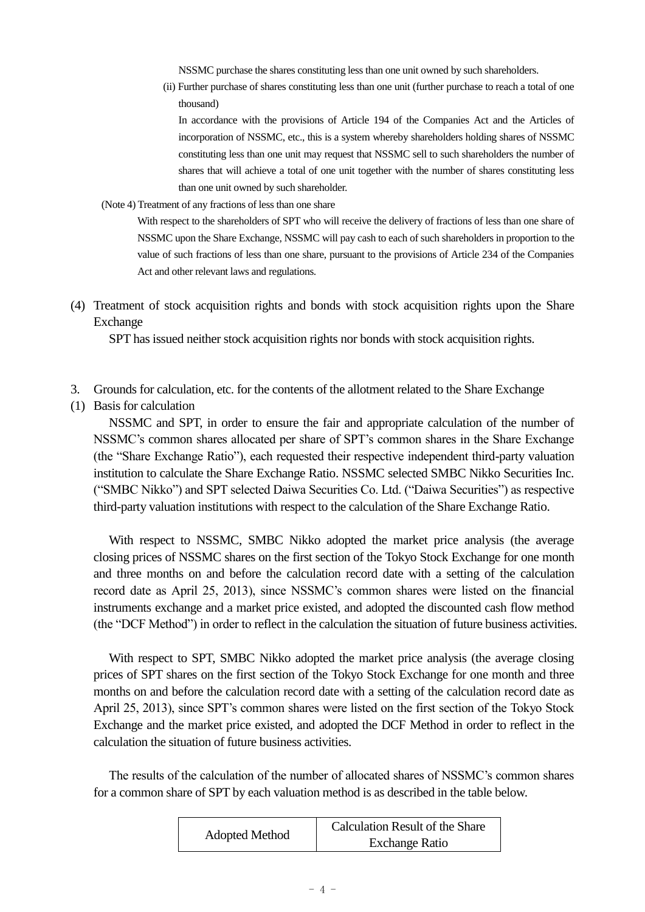NSSMC purchase the shares constituting less than one unit owned by such shareholders.

(ii) Further purchase of shares constituting less than one unit (further purchase to reach a total of one thousand)

In accordance with the provisions of Article 194 of the Companies Act and the Articles of incorporation of NSSMC, etc., this is a system whereby shareholders holding shares of NSSMC constituting less than one unit may request that NSSMC sell to such shareholders the number of shares that will achieve a total of one unit together with the number of shares constituting less than one unit owned by such shareholder.

(Note 4) Treatment of any fractions of less than one share

With respect to the shareholders of SPT who will receive the delivery of fractions of less than one share of NSSMC upon the Share Exchange, NSSMC will pay cash to each of such shareholders in proportion to the value of such fractions of less than one share, pursuant to the provisions of Article 234 of the Companies Act and other relevant laws and regulations.

(4) Treatment of stock acquisition rights and bonds with stock acquisition rights upon the Share Exchange

SPT has issued neither stock acquisition rights nor bonds with stock acquisition rights.

3. Grounds for calculation, etc. for the contents of the allotment related to the Share Exchange

(1) Basis for calculation

NSSMC and SPT, in order to ensure the fair and appropriate calculation of the number of NSSMC's common shares allocated per share of SPT's common shares in the Share Exchange (the "Share Exchange Ratio"), each requested their respective independent third-party valuation institution to calculate the Share Exchange Ratio. NSSMC selected SMBC Nikko Securities Inc. ("SMBC Nikko") and SPT selected Daiwa Securities Co. Ltd. ("Daiwa Securities") as respective third-party valuation institutions with respect to the calculation of the Share Exchange Ratio.

With respect to NSSMC, SMBC Nikko adopted the market price analysis (the average closing prices of NSSMC shares on the first section of the Tokyo Stock Exchange for one month and three months on and before the calculation record date with a setting of the calculation record date as April 25, 2013), since NSSMC's common shares were listed on the financial instruments exchange and a market price existed, and adopted the discounted cash flow method (the "DCF Method") in order to reflect in the calculation the situation of future business activities.

With respect to SPT, SMBC Nikko adopted the market price analysis (the average closing prices of SPT shares on the first section of the Tokyo Stock Exchange for one month and three months on and before the calculation record date with a setting of the calculation record date as April 25, 2013), since SPT's common shares were listed on the first section of the Tokyo Stock Exchange and the market price existed, and adopted the DCF Method in order to reflect in the calculation the situation of future business activities.

The results of the calculation of the number of allocated shares of NSSMC's common shares for a common share of SPT by each valuation method is as described in the table below.

| Adopted Method | Calculation Result of the Share Exchange Ratio |
|---|---|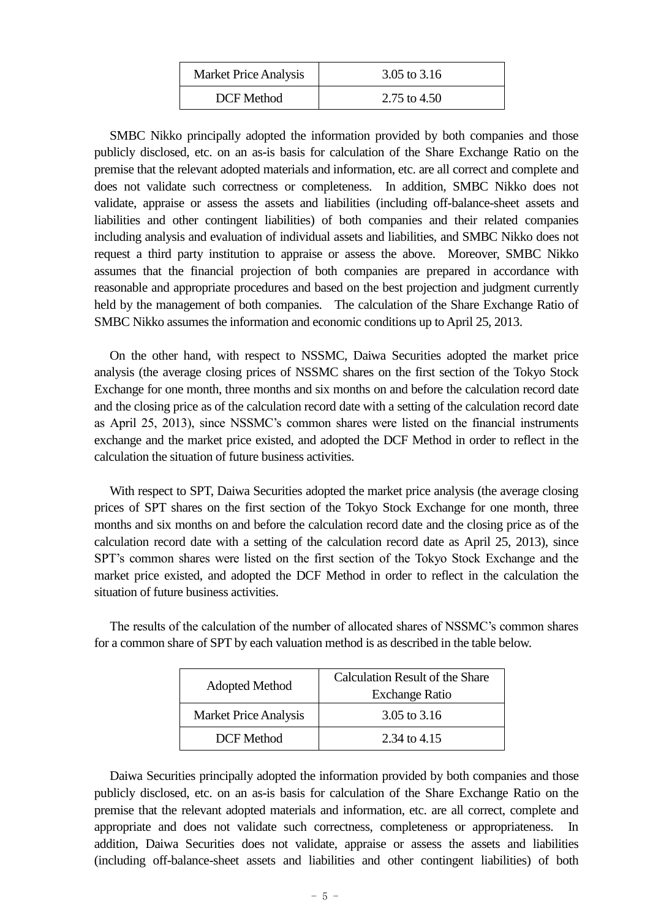| Market Price Analysis | 3.05 to 3.16 |
|---|---|
| DCF Method | 2.75 to 4.50 |

SMBC Nikko principally adopted the information provided by both companies and those publicly disclosed, etc. on an as-is basis for calculation of the Share Exchange Ratio on the premise that the relevant adopted materials and information, etc. are all correct and complete and does not validate such correctness or completeness. In addition, SMBC Nikko does not validate, appraise or assess the assets and liabilities (including off-balance-sheet assets and liabilities and other contingent liabilities) of both companies and their related companies including analysis and evaluation of individual assets and liabilities, and SMBC Nikko does not request a third party institution to appraise or assess the above. Moreover, SMBC Nikko assumes that the financial projection of both companies are prepared in accordance with reasonable and appropriate procedures and based on the best projection and judgment currently held by the management of both companies. The calculation of the Share Exchange Ratio of SMBC Nikko assumes the information and economic conditions up to April 25, 2013.

On the other hand, with respect to NSSMC, Daiwa Securities adopted the market price analysis (the average closing prices of NSSMC shares on the first section of the Tokyo Stock Exchange for one month, three months and six months on and before the calculation record date and the closing price as of the calculation record date with a setting of the calculation record date as April 25, 2013), since NSSMC's common shares were listed on the financial instruments exchange and the market price existed, and adopted the DCF Method in order to reflect in the calculation the situation of future business activities.

With respect to SPT, Daiwa Securities adopted the market price analysis (the average closing prices of SPT shares on the first section of the Tokyo Stock Exchange for one month, three months and six months on and before the calculation record date and the closing price as of the calculation record date with a setting of the calculation record date as April 25, 2013), since SPT's common shares were listed on the first section of the Tokyo Stock Exchange and the market price existed, and adopted the DCF Method in order to reflect in the calculation the situation of future business activities.

The results of the calculation of the number of allocated shares of NSSMC's common shares for a common share of SPT by each valuation method is as described in the table below.

| Adopted Method | Calculation Result of the Share Exchange Ratio |
|---|---|
| Market Price Analysis | 3.05 to 3.16 |
| DCF Method | 2.34 to 4.15 |

Daiwa Securities principally adopted the information provided by both companies and those publicly disclosed, etc. on an as-is basis for calculation of the Share Exchange Ratio on the premise that the relevant adopted materials and information, etc. are all correct, complete and appropriate and does not validate such correctness, completeness or appropriateness. In addition, Daiwa Securities does not validate, appraise or assess the assets and liabilities (including off-balance-sheet assets and liabilities and other contingent liabilities) of both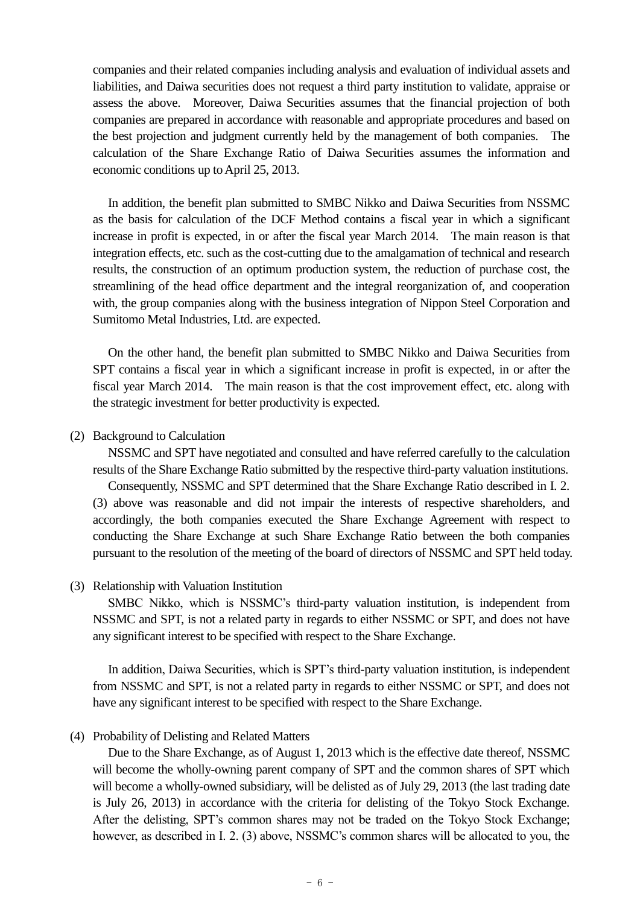companies and their related companies including analysis and evaluation of individual assets and liabilities, and Daiwa securities does not request a third party institution to validate, appraise or assess the above. Moreover, Daiwa Securities assumes that the financial projection of both companies are prepared in accordance with reasonable and appropriate procedures and based on the best projection and judgment currently held by the management of both companies. The calculation of the Share Exchange Ratio of Daiwa Securities assumes the information and economic conditions up to April 25, 2013.

In addition, the benefit plan submitted to SMBC Nikko and Daiwa Securities from NSSMC as the basis for calculation of the DCF Method contains a fiscal year in which a significant increase in profit is expected, in or after the fiscal year March 2014. The main reason is that integration effects, etc. such as the cost-cutting due to the amalgamation of technical and research results, the construction of an optimum production system, the reduction of purchase cost, the streamlining of the head office department and the integral reorganization of, and cooperation with, the group companies along with the business integration of Nippon Steel Corporation and Sumitomo Metal Industries, Ltd. are expected.

On the other hand, the benefit plan submitted to SMBC Nikko and Daiwa Securities from SPT contains a fiscal year in which a significant increase in profit is expected, in or after the fiscal year March 2014. The main reason is that the cost improvement effect, etc. along with the strategic investment for better productivity is expected.

(2) Background to Calculation

NSSMC and SPT have negotiated and consulted and have referred carefully to the calculation results of the Share Exchange Ratio submitted by the respective third-party valuation institutions.

Consequently, NSSMC and SPT determined that the Share Exchange Ratio described in I. 2. (3) above was reasonable and did not impair the interests of respective shareholders, and accordingly, the both companies executed the Share Exchange Agreement with respect to conducting the Share Exchange at such Share Exchange Ratio between the both companies pursuant to the resolution of the meeting of the board of directors of NSSMC and SPT held today.

(3) Relationship with Valuation Institution

SMBC Nikko, which is NSSMC's third-party valuation institution, is independent from NSSMC and SPT, is not a related party in regards to either NSSMC or SPT, and does not have any significant interest to be specified with respect to the Share Exchange.

In addition, Daiwa Securities, which is SPT's third-party valuation institution, is independent from NSSMC and SPT, is not a related party in regards to either NSSMC or SPT, and does not have any significant interest to be specified with respect to the Share Exchange.

(4) Probability of Delisting and Related Matters

Due to the Share Exchange, as of August 1, 2013 which is the effective date thereof, NSSMC will become the wholly-owning parent company of SPT and the common shares of SPT which will become a wholly-owned subsidiary, will be delisted as of July 29, 2013 (the last trading date is July 26, 2013) in accordance with the criteria for delisting of the Tokyo Stock Exchange. After the delisting, SPT's common shares may not be traded on the Tokyo Stock Exchange; however, as described in I. 2. (3) above, NSSMC's common shares will be allocated to you, the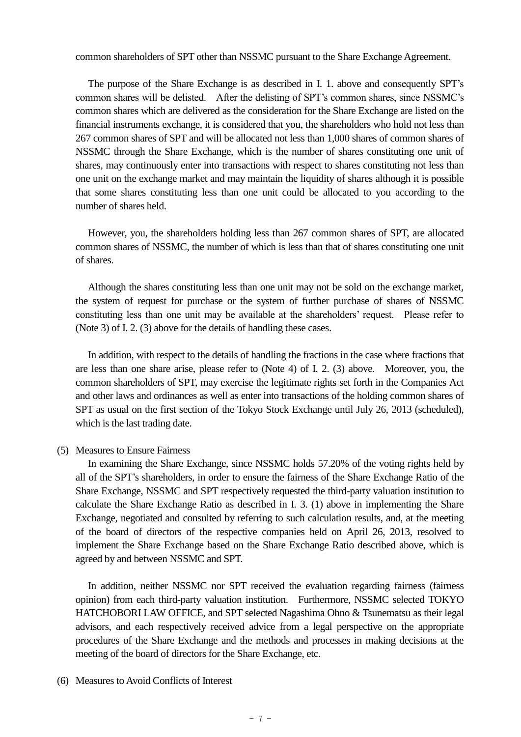common shareholders of SPT other than NSSMC pursuant to the Share Exchange Agreement.

The purpose of the Share Exchange is as described in I. 1. above and consequently SPT's common shares will be delisted. After the delisting of SPT's common shares, since NSSMC's common shares which are delivered as the consideration for the Share Exchange are listed on the financial instruments exchange, it is considered that you, the shareholders who hold not less than 267 common shares of SPT and will be allocated not less than 1,000 shares of common shares of NSSMC through the Share Exchange, which is the number of shares constituting one unit of shares, may continuously enter into transactions with respect to shares constituting not less than one unit on the exchange market and may maintain the liquidity of shares although it is possible that some shares constituting less than one unit could be allocated to you according to the number of shares held.

However, you, the shareholders holding less than 267 common shares of SPT, are allocated common shares of NSSMC, the number of which is less than that of shares constituting one unit of shares.

Although the shares constituting less than one unit may not be sold on the exchange market, the system of request for purchase or the system of further purchase of shares of NSSMC constituting less than one unit may be available at the shareholders' request. Please refer to (Note 3) of I. 2. (3) above for the details of handling these cases.

In addition, with respect to the details of handling the fractions in the case where fractions that are less than one share arise, please refer to (Note 4) of I. 2. (3) above. Moreover, you, the common shareholders of SPT, may exercise the legitimate rights set forth in the Companies Act and other laws and ordinances as well as enter into transactions of the holding common shares of SPT as usual on the first section of the Tokyo Stock Exchange until July 26, 2013 (scheduled), which is the last trading date.

(5) Measures to Ensure Fairness

In examining the Share Exchange, since NSSMC holds 57.20% of the voting rights held by all of the SPT's shareholders, in order to ensure the fairness of the Share Exchange Ratio of the Share Exchange, NSSMC and SPT respectively requested the third-party valuation institution to calculate the Share Exchange Ratio as described in I. 3. (1) above in implementing the Share Exchange, negotiated and consulted by referring to such calculation results, and, at the meeting of the board of directors of the respective companies held on April 26, 2013, resolved to implement the Share Exchange based on the Share Exchange Ratio described above, which is agreed by and between NSSMC and SPT.

In addition, neither NSSMC nor SPT received the evaluation regarding fairness (fairness opinion) from each third-party valuation institution. Furthermore, NSSMC selected TOKYO HATCHOBORI LAW OFFICE, and SPT selected Nagashima Ohno & Tsunematsu as their legal advisors, and each respectively received advice from a legal perspective on the appropriate procedures of the Share Exchange and the methods and processes in making decisions at the meeting of the board of directors for the Share Exchange, etc.

(6) Measures to Avoid Conflicts of Interest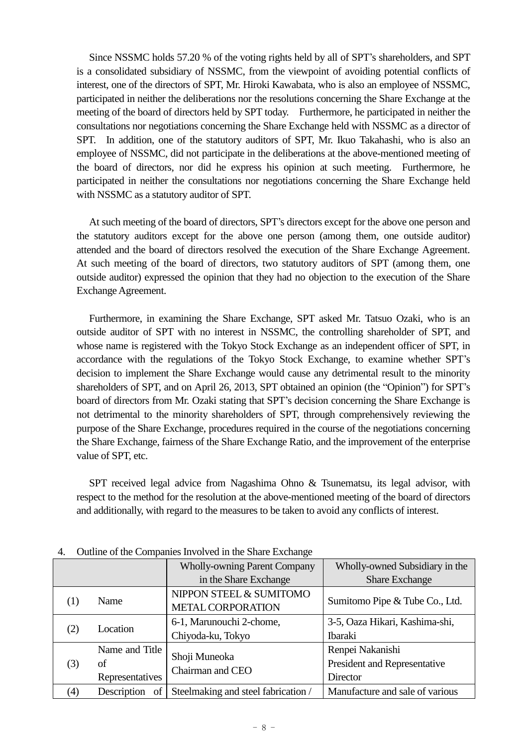Since NSSMC holds 57.20 % of the voting rights held by all of SPT's shareholders, and SPT is a consolidated subsidiary of NSSMC, from the viewpoint of avoiding potential conflicts of interest, one of the directors of SPT, Mr. Hiroki Kawabata, who is also an employee of NSSMC, participated in neither the deliberations nor the resolutions concerning the Share Exchange at the meeting of the board of directors held by SPT today. Furthermore, he participated in neither the consultations nor negotiations concerning the Share Exchange held with NSSMC as a director of SPT. In addition, one of the statutory auditors of SPT, Mr. Ikuo Takahashi, who is also an employee of NSSMC, did not participate in the deliberations at the above-mentioned meeting of the board of directors, nor did he express his opinion at such meeting. Furthermore, he participated in neither the consultations nor negotiations concerning the Share Exchange held with NSSMC as a statutory auditor of SPT.

At such meeting of the board of directors, SPT's directors except for the above one person and the statutory auditors except for the above one person (among them, one outside auditor) attended and the board of directors resolved the execution of the Share Exchange Agreement. At such meeting of the board of directors, two statutory auditors of SPT (among them, one outside auditor) expressed the opinion that they had no objection to the execution of the Share Exchange Agreement.

Furthermore, in examining the Share Exchange, SPT asked Mr. Tatsuo Ozaki, who is an outside auditor of SPT with no interest in NSSMC, the controlling shareholder of SPT, and whose name is registered with the Tokyo Stock Exchange as an independent officer of SPT, in accordance with the regulations of the Tokyo Stock Exchange, to examine whether SPT's decision to implement the Share Exchange would cause any detrimental result to the minority shareholders of SPT, and on April 26, 2013, SPT obtained an opinion (the "Opinion") for SPT's board of directors from Mr. Ozaki stating that SPT's decision concerning the Share Exchange is not detrimental to the minority shareholders of SPT, through comprehensively reviewing the purpose of the Share Exchange, procedures required in the course of the negotiations concerning the Share Exchange, fairness of the Share Exchange Ratio, and the improvement of the enterprise value of SPT, etc.

SPT received legal advice from Nagashima Ohno & Tsunematsu, its legal advisor, with respect to the method for the resolution at the above-mentioned meeting of the board of directors and additionally, with regard to the measures to be taken to avoid any conflicts of interest.

4. Outline of the Companies Involved in the Share Exchange

| | | Wholly-owning Parent Company in the Share Exchange | Wholly-owned Subsidiary in the Share Exchange |
|---|---|---|---|
| (1) | Name | NIPPON STEEL & SUMITOMO METAL CORPORATION | Sumitomo Pipe & Tube Co., Ltd. |
| (2) | Location | 6-1, Marunouchi 2-chome, Chiyoda-ku, Tokyo | 3-5, Oaza Hikari, Kashima-shi, Ibaraki |
| (3) | Name and Title of Representatives | Shoji Muneoka<br>Chairman and CEO | Renpei Nakanishi<br>President and Representative Director |
| (4) | Description of | Steelmaking and steel fabrication / | Manufacture and sale of various |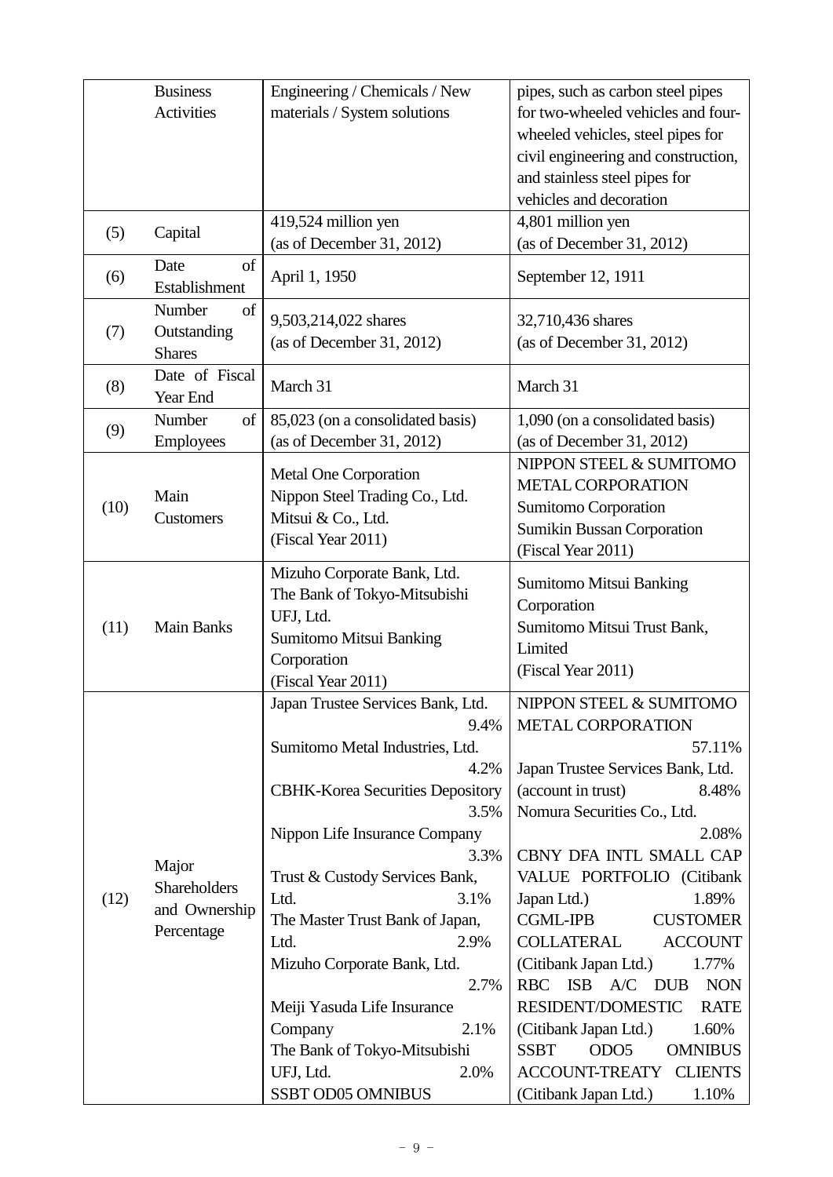| | | | |
|---|---|---|---|
| | Business Activities | Engineering / Chemicals / New materials / System solutions | pipes, such as carbon steel pipes for two-wheeled vehicles and four-wheeled vehicles, steel pipes for civil engineering and construction, and stainless steel pipes for vehicles and decoration |
| (5) | Capital | 419,524 million yen (as of December 31, 2012) | 4,801 million yen (as of December 31, 2012) |
| (6) | Date of Establishment | April 1, 1950 | September 12, 1911 |
| (7) | Number of Outstanding Shares | 9,503,214,022 shares (as of December 31, 2012) | 32,710,436 shares (as of December 31, 2012) |
| (8) | Date of Fiscal Year End | March 31 | March 31 |
| (9) | Number of Employees | 85,023 (on a consolidated basis) (as of December 31, 2012) | 1,090 (on a consolidated basis) (as of December 31, 2012) |
| (10) | Main Customers | Metal One Corporation<br>Nippon Steel Trading Co., Ltd.<br>Mitsui & Co., Ltd.<br>(Fiscal Year 2011) | NIPPON STEEL & SUMITOMO METAL CORPORATION<br>Sumitomo Corporation<br>Sumikin Bussan Corporation<br>(Fiscal Year 2011) |
| (11) | Main Banks | Mizuho Corporate Bank, Ltd.<br>The Bank of Tokyo-Mitsubishi UFJ, Ltd.<br>Sumitomo Mitsui Banking Corporation<br>(Fiscal Year 2011) | Sumitomo Mitsui Banking Corporation<br>Sumitomo Mitsui Trust Bank, Limited<br>(Fiscal Year 2011) |
| (12) | Major Shareholders and Ownership Percentage | Japan Trustee Services Bank, Ltd. 9.4%<br>Sumitomo Metal Industries, Ltd. 4.2%<br>CBHK-Korea Securities Depository 3.5%<br>Nippon Life Insurance Company 3.3%<br>Trust & Custody Services Bank, Ltd. 3.1%<br>The Master Trust Bank of Japan, Ltd. 2.9%<br>Mizuho Corporate Bank, Ltd. 2.7%<br>Meiji Yasuda Life Insurance Company 2.1%<br>The Bank of Tokyo-Mitsubishi UFJ, Ltd. 2.0%<br>SSBT OD05 OMNIBUS | NIPPON STEEL & SUMITOMO METAL CORPORATION 57.11%<br>Japan Trustee Services Bank, Ltd. (account in trust) 8.48%<br>Nomura Securities Co., Ltd. 2.08%<br>CBNY DFA INTL SMALL CAP VALUE PORTFOLIO (Citibank Japan Ltd.) 1.89%<br>CGML-IPB CUSTOMER COLLATERAL ACCOUNT (Citibank Japan Ltd.) 1.77%<br>RBC ISB A/C DUB NON RESIDENT/DOMESTIC RATE (Citibank Japan Ltd.) 1.60%<br>SSBT ODO5 OMNIBUS ACCOUNT-TREATY CLIENTS (Citibank Japan Ltd.) 1.10% |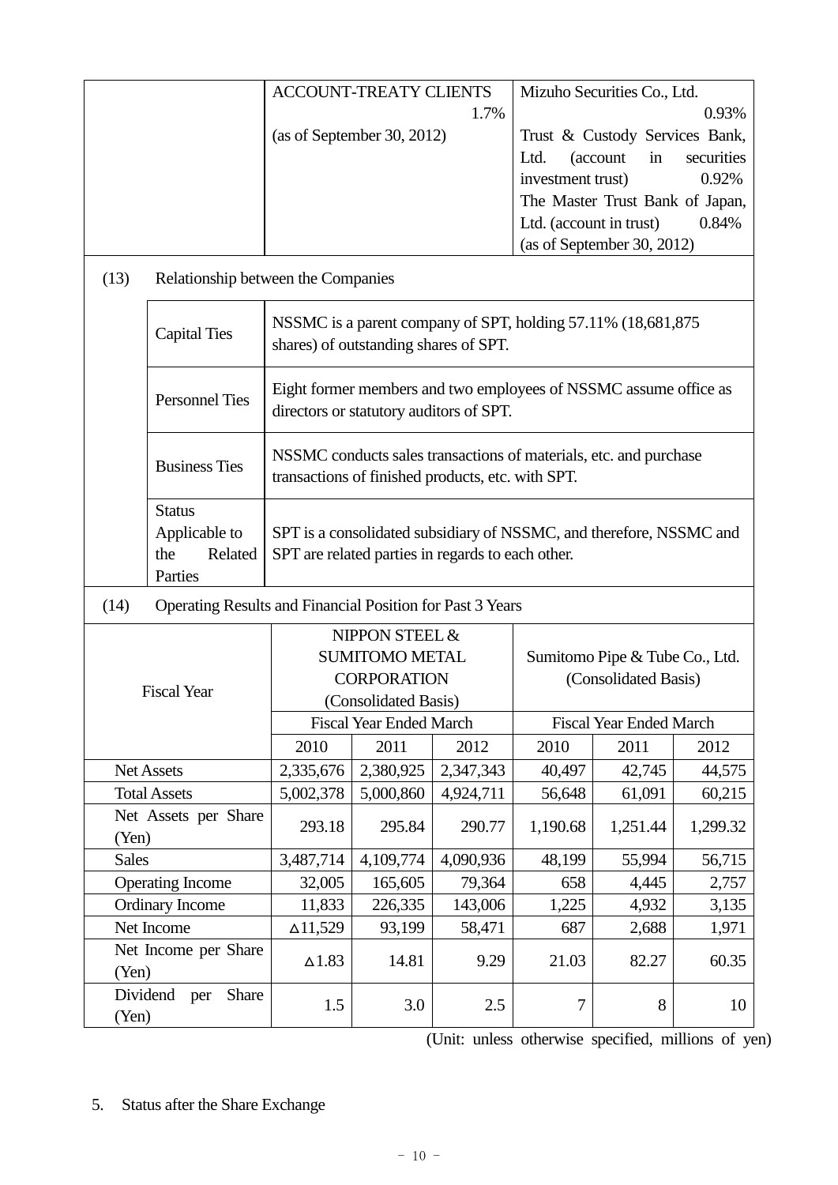| | ACCOUNT-TREATY CLIENTS 1.7% (as of September 30, 2012) | Mizuho Securities Co., Ltd. 0.93% Trust & Custody Services Bank, Ltd. (account in securities investment trust) 0.92% The Master Trust Bank of Japan, Ltd. (account in trust) 0.84% (as of September 30, 2012) |
|---|---|---|

(13) Relationship between the Companies

| | |
|---|---|
| Capital Ties | NSSMC is a parent company of SPT, holding 57.11% (18,681,875 shares) of outstanding shares of SPT. |
| Personnel Ties | Eight former members and two employees of NSSMC assume office as directors or statutory auditors of SPT. |
| Business Ties | NSSMC conducts sales transactions of materials, etc. and purchase transactions of finished products, etc. with SPT. |
| Status Applicable to the Related Parties | SPT is a consolidated subsidiary of NSSMC, and therefore, NSSMC and SPT are related parties in regards to each other. |

(14) Operating Results and Financial Position for Past 3 Years

| Fiscal Year | NIPPON STEEL & SUMITOMO METAL CORPORATION (Consolidated Basis) | | | Sumitomo Pipe & Tube Co., Ltd. (Consolidated Basis) | | |
|---|---|---|---|---|---|---|
| | Fiscal Year Ended March | | | Fiscal Year Ended March | | |
| | 2010 | 2011 | 2012 | 2010 | 2011 | 2012 |
| Net Assets | 2,335,676 | 2,380,925 | 2,347,343 | 40,497 | 42,745 | 44,575 |
| Total Assets | 5,002,378 | 5,000,860 | 4,924,711 | 56,648 | 61,091 | 60,215 |
| Net Assets per Share (Yen) | 293.18 | 295.84 | 290.77 | 1,190.68 | 1,251.44 | 1,299.32 |
| Sales | 3,487,714 | 4,109,774 | 4,090,936 | 48,199 | 55,994 | 56,715 |
| Operating Income | 32,005 | 165,605 | 79,364 | 658 | 4,445 | 2,757 |
| Ordinary Income | 11,833 | 226,335 | 143,006 | 1,225 | 4,932 | 3,135 |
| Net Income | ∆11,529 | 93,199 | 58,471 | 687 | 2,688 | 1,971 |
| Net Income per Share (Yen) | ∆1.83 | 14.81 | 9.29 | 21.03 | 82.27 | 60.35 |
| Dividend per Share (Yen) | 1.5 | 3.0 | 2.5 | 7 | 8 | 10 |

(Unit: unless otherwise specified, millions of yen)

5. Status after the Share Exchange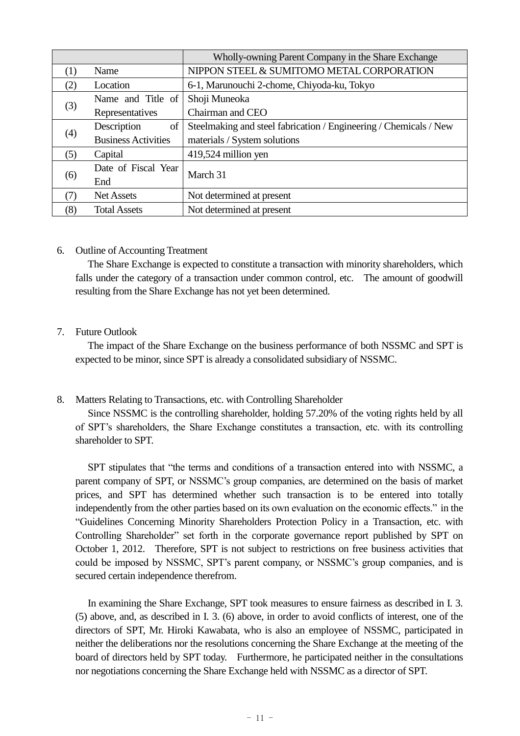| | | Wholly-owning Parent Company in the Share Exchange |
|---|---|---|
| (1) | Name | NIPPON STEEL & SUMITOMO METAL CORPORATION |
| (2) | Location | 6-1, Marunouchi 2-chome, Chiyoda-ku, Tokyo |
| (3) | Name and Title of Representatives | Shoji Muneoka<br>Chairman and CEO |
| (4) | Description of Business Activities | Steelmaking and steel fabrication / Engineering / Chemicals / New materials / System solutions |
| (5) | Capital | 419,524 million yen |
| (6) | Date of Fiscal Year End | March 31 |
| (7) | Net Assets | Not determined at present |
| (8) | Total Assets | Not determined at present |

6. Outline of Accounting Treatment

The Share Exchange is expected to constitute a transaction with minority shareholders, which falls under the category of a transaction under common control, etc. The amount of goodwill resulting from the Share Exchange has not yet been determined.

7. Future Outlook

The impact of the Share Exchange on the business performance of both NSSMC and SPT is expected to be minor, since SPT is already a consolidated subsidiary of NSSMC.

8. Matters Relating to Transactions, etc. with Controlling Shareholder

Since NSSMC is the controlling shareholder, holding 57.20% of the voting rights held by all of SPT's shareholders, the Share Exchange constitutes a transaction, etc. with its controlling shareholder to SPT.

SPT stipulates that "the terms and conditions of a transaction entered into with NSSMC, a parent company of SPT, or NSSMC's group companies, are determined on the basis of market prices, and SPT has determined whether such transaction is to be entered into totally independently from the other parties based on its own evaluation on the economic effects." in the "Guidelines Concerning Minority Shareholders Protection Policy in a Transaction, etc. with Controlling Shareholder" set forth in the corporate governance report published by SPT on October 1, 2012. Therefore, SPT is not subject to restrictions on free business activities that could be imposed by NSSMC, SPT's parent company, or NSSMC's group companies, and is secured certain independence therefrom.

In examining the Share Exchange, SPT took measures to ensure fairness as described in I. 3. (5) above, and, as described in I. 3. (6) above, in order to avoid conflicts of interest, one of the directors of SPT, Mr. Hiroki Kawabata, who is also an employee of NSSMC, participated in neither the deliberations nor the resolutions concerning the Share Exchange at the meeting of the board of directors held by SPT today. Furthermore, he participated neither in the consultations nor negotiations concerning the Share Exchange held with NSSMC as a director of SPT.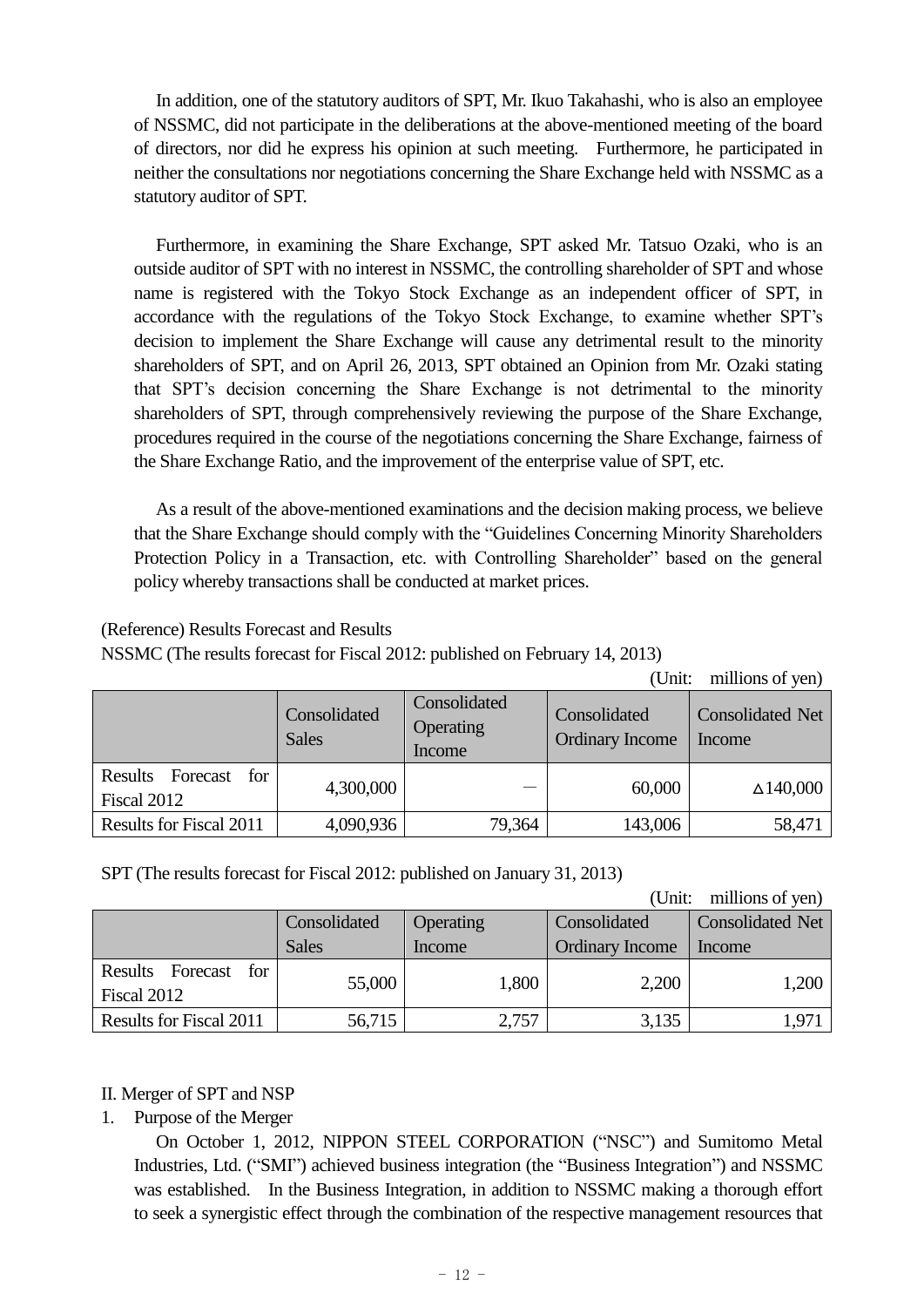In addition, one of the statutory auditors of SPT, Mr. Ikuo Takahashi, who is also an employee of NSSMC, did not participate in the deliberations at the above-mentioned meeting of the board of directors, nor did he express his opinion at such meeting. Furthermore, he participated in neither the consultations nor negotiations concerning the Share Exchange held with NSSMC as a statutory auditor of SPT.

Furthermore, in examining the Share Exchange, SPT asked Mr. Tatsuo Ozaki, who is an outside auditor of SPT with no interest in NSSMC, the controlling shareholder of SPT and whose name is registered with the Tokyo Stock Exchange as an independent officer of SPT, in accordance with the regulations of the Tokyo Stock Exchange, to examine whether SPT's decision to implement the Share Exchange will cause any detrimental result to the minority shareholders of SPT, and on April 26, 2013, SPT obtained an Opinion from Mr. Ozaki stating that SPT's decision concerning the Share Exchange is not detrimental to the minority shareholders of SPT, through comprehensively reviewing the purpose of the Share Exchange, procedures required in the course of the negotiations concerning the Share Exchange, fairness of the Share Exchange Ratio, and the improvement of the enterprise value of SPT, etc.

As a result of the above-mentioned examinations and the decision making process, we believe that the Share Exchange should comply with the "Guidelines Concerning Minority Shareholders Protection Policy in a Transaction, etc. with Controlling Shareholder" based on the general policy whereby transactions shall be conducted at market prices.

(Reference) Results Forecast and Results

NSSMC (The results forecast for Fiscal 2012: published on February 14, 2013)

(Unit: millions of yen)

| | Consolidated Sales | Consolidated Operating Income | Consolidated Ordinary Income | Consolidated Net Income |
|---|---|---|---|---|
| Results Forecast for Fiscal 2012 | 4,300,000 | — | 60,000 | △140,000 |
| Results for Fiscal 2011 | 4,090,936 | 79,364 | 143,006 | 58,471 |

SPT (The results forecast for Fiscal 2012: published on January 31, 2013)

(Unit: millions of yen)

| | Consolidated Sales | Operating Income | Consolidated Ordinary Income | Consolidated Net Income |
|---|---|---|---|---|
| Results Forecast for Fiscal 2012 | 55,000 | 1,800 | 2,200 | 1,200 |
| Results for Fiscal 2011 | 56,715 | 2,757 | 3,135 | 1,971 |

## II. Merger of SPT and NSP

1. Purpose of the Merger

On October 1, 2012, NIPPON STEEL CORPORATION ("NSC") and Sumitomo Metal Industries, Ltd. ("SMI") achieved business integration (the "Business Integration") and NSSMC was established. In the Business Integration, in addition to NSSMC making a thorough effort to seek a synergistic effect through the combination of the respective management resources that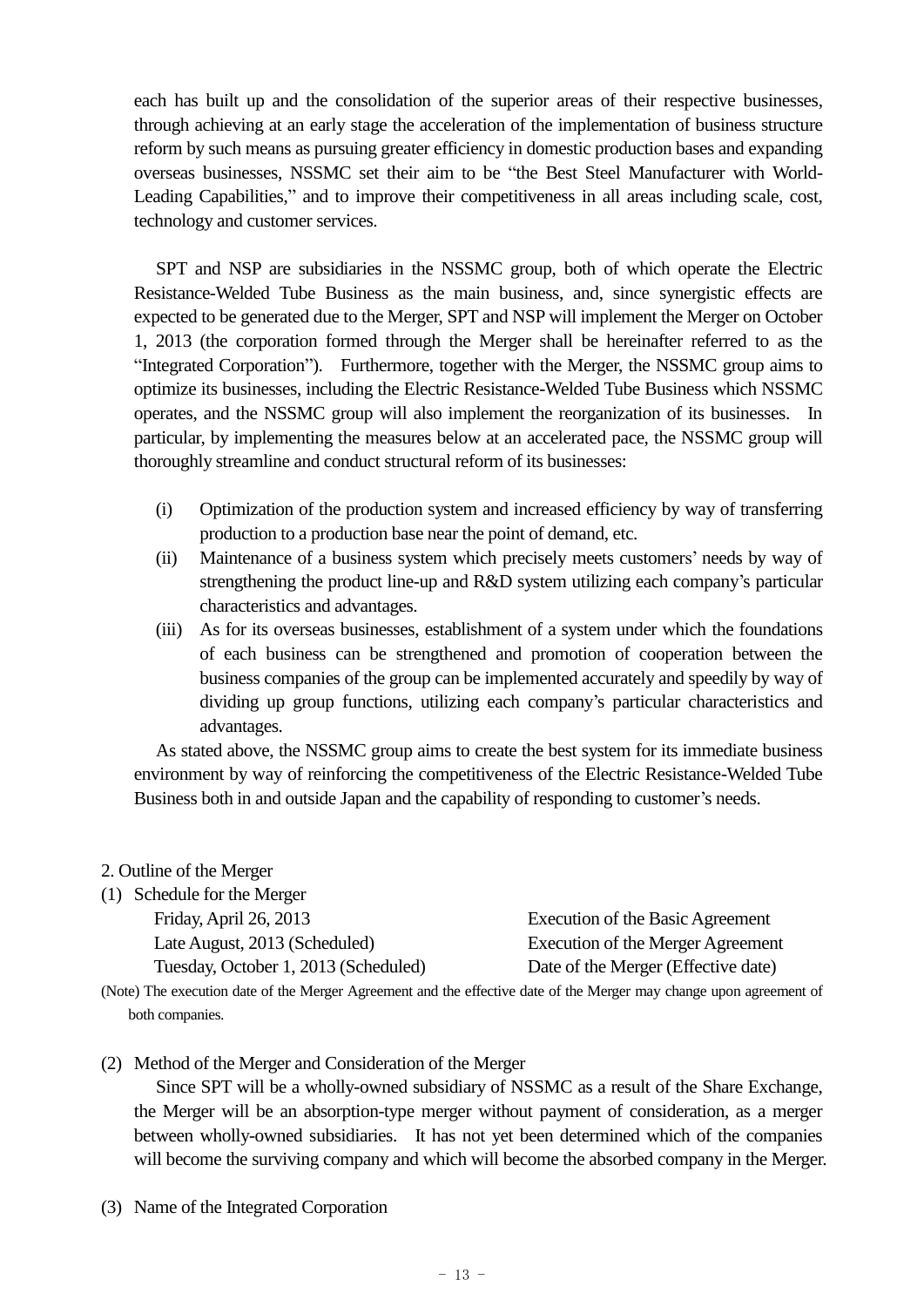each has built up and the consolidation of the superior areas of their respective businesses, through achieving at an early stage the acceleration of the implementation of business structure reform by such means as pursuing greater efficiency in domestic production bases and expanding overseas businesses, NSSMC set their aim to be "the Best Steel Manufacturer with World-Leading Capabilities," and to improve their competitiveness in all areas including scale, cost, technology and customer services.

SPT and NSP are subsidiaries in the NSSMC group, both of which operate the Electric Resistance-Welded Tube Business as the main business, and, since synergistic effects are expected to be generated due to the Merger, SPT and NSP will implement the Merger on October 1, 2013 (the corporation formed through the Merger shall be hereinafter referred to as the "Integrated Corporation"). Furthermore, together with the Merger, the NSSMC group aims to optimize its businesses, including the Electric Resistance-Welded Tube Business which NSSMC operates, and the NSSMC group will also implement the reorganization of its businesses. In particular, by implementing the measures below at an accelerated pace, the NSSMC group will thoroughly streamline and conduct structural reform of its businesses:

(i) Optimization of the production system and increased efficiency by way of transferring production to a production base near the point of demand, etc.

(ii) Maintenance of a business system which precisely meets customers' needs by way of strengthening the product line-up and R&D system utilizing each company's particular characteristics and advantages.

(iii) As for its overseas businesses, establishment of a system under which the foundations of each business can be strengthened and promotion of cooperation between the business companies of the group can be implemented accurately and speedily by way of dividing up group functions, utilizing each company's particular characteristics and advantages.

As stated above, the NSSMC group aims to create the best system for its immediate business environment by way of reinforcing the competitiveness of the Electric Resistance-Welded Tube Business both in and outside Japan and the capability of responding to customer's needs.

2. Outline of the Merger

(1) Schedule for the Merger

| | |
|---|---|
| Friday, April 26, 2013 | Execution of the Basic Agreement |
| Late August, 2013 (Scheduled) | Execution of the Merger Agreement |
| Tuesday, October 1, 2013 (Scheduled) | Date of the Merger (Effective date) |

(Note) The execution date of the Merger Agreement and the effective date of the Merger may change upon agreement of both companies.

(2) Method of the Merger and Consideration of the Merger

Since SPT will be a wholly-owned subsidiary of NSSMC as a result of the Share Exchange, the Merger will be an absorption-type merger without payment of consideration, as a merger between wholly-owned subsidiaries. It has not yet been determined which of the companies will become the surviving company and which will become the absorbed company in the Merger.

(3) Name of the Integrated Corporation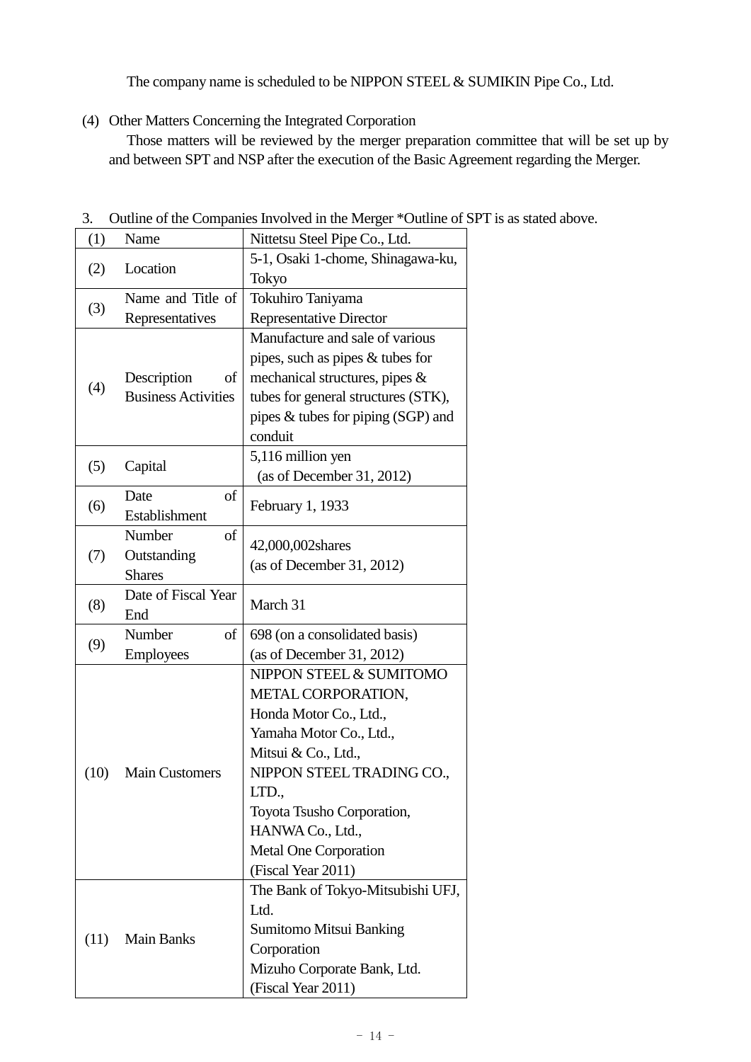The company name is scheduled to be NIPPON STEEL & SUMIKIN Pipe Co., Ltd.

(4) Other Matters Concerning the Integrated Corporation

Those matters will be reviewed by the merger preparation committee that will be set up by and between SPT and NSP after the execution of the Basic Agreement regarding the Merger.

3. Outline of the Companies Involved in the Merger *Outline of SPT is as stated above.

| | | |
|---|---|---|
| (1) | Name | Nittetsu Steel Pipe Co., Ltd. |
| (2) | Location | 5-1, Osaki 1-chome, Shinagawa-ku, Tokyo |
| (3) | Name and Title of Representatives | Tokuhiro Taniyama<br>Representative Director |
| (4) | Description of Business Activities | Manufacture and sale of various pipes, such as pipes & tubes for mechanical structures, pipes & tubes for general structures (STK), pipes & tubes for piping (SGP) and conduit |
| (5) | Capital | 5,116 million yen<br>(as of December 31, 2012) |
| (6) | Date of Establishment | February 1, 1933 |
| (7) | Number of Outstanding Shares | 42,000,002shares<br>(as of December 31, 2012) |
| (8) | Date of Fiscal Year End | March 31 |
| (9) | Number of Employees | 698 (on a consolidated basis)<br>(as of December 31, 2012) |
| (10) | Main Customers | NIPPON STEEL & SUMITOMO METAL CORPORATION,<br>Honda Motor Co., Ltd.,<br>Yamaha Motor Co., Ltd.,<br>Mitsui & Co., Ltd.,<br>NIPPON STEEL TRADING CO., LTD.,<br>Toyota Tsusho Corporation,<br>HANWA Co., Ltd.,<br>Metal One Corporation<br>(Fiscal Year 2011) |
| (11) | Main Banks | The Bank of Tokyo-Mitsubishi UFJ, Ltd.<br>Sumitomo Mitsui Banking Corporation<br>Mizuho Corporate Bank, Ltd.<br>(Fiscal Year 2011) |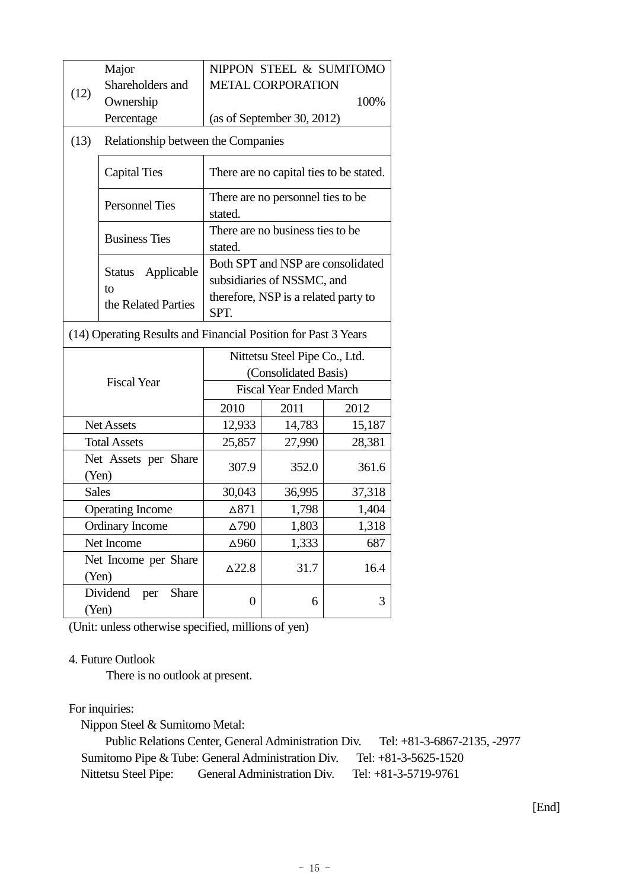| | | |
|---|---|---|
| (12) | Major Shareholders and Ownership Percentage | NIPPON STEEL & SUMITOMO METAL CORPORATION 100% (as of September 30, 2012) |
| (13) | Relationship between the Companies | |
| | Capital Ties | There are no capital ties to be stated. |
| | Personnel Ties | There are no personnel ties to be stated. |
| | Business Ties | There are no business ties to be stated. |
| | Status Applicable to the Related Parties | Both SPT and NSP are consolidated subsidiaries of NSSMC, and therefore, NSP is a related party to SPT. |

(14) Operating Results and Financial Position for Past 3 Years

| Fiscal Year | Nittetsu Steel Pipe Co., Ltd. (Consolidated Basis) | | |
|---|---|---|---|
| | Fiscal Year Ended March | | |
| | 2010 | 2011 | 2012 |
| Net Assets | 12,933 | 14,783 | 15,187 |
| Total Assets | 25,857 | 27,990 | 28,381 |
| Net Assets per Share (Yen) | 307.9 | 352.0 | 361.6 |
| Sales | 30,043 | 36,995 | 37,318 |
| Operating Income | △871 | 1,798 | 1,404 |
| Ordinary Income | △790 | 1,803 | 1,318 |
| Net Income | △960 | 1,333 | 687 |
| Net Income per Share (Yen) | △22.8 | 31.7 | 16.4 |
| Dividend per Share (Yen) | 0 | 6 | 3 |

(Unit: unless otherwise specified, millions of yen)

4. Future Outlook

There is no outlook at present.

For inquiries:

Nippon Steel & Sumitomo Metal:
Public Relations Center, General Administration Div. Tel: +81-3-6867-2135, -2977

Sumitomo Pipe & Tube: General Administration Div. Tel: +81-3-5625-1520

Nittetsu Steel Pipe: General Administration Div. Tel: +81-3-5719-9761

[End]